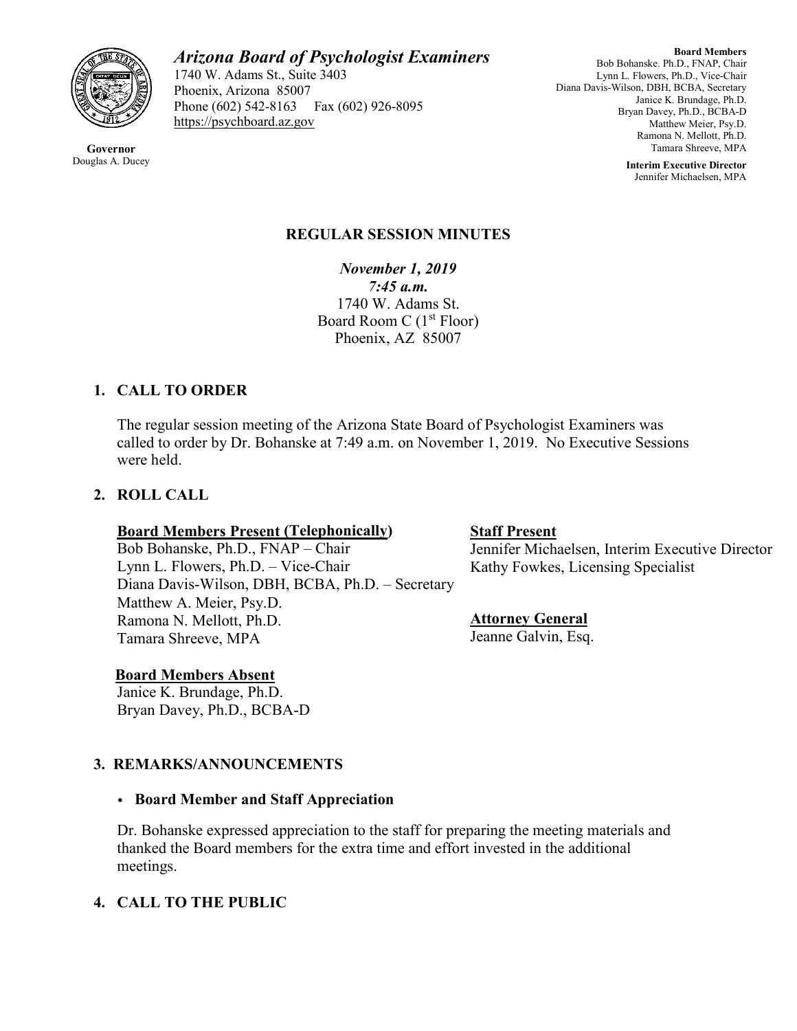# *Arizona Board of Psychologist Examiners*

1740 W. Adams St., Suite 3403
Phoenix, Arizona 85007
Phone (602) 542-8163 Fax (602) 926-8095
https://psychboard.az.gov

**Governor**
Douglas A. Ducey

**Board Members**
Bob Bohanske. Ph.D., FNAP, Chair
Lynn L. Flowers, Ph.D., Vice-Chair
Diana Davis-Wilson, DBH, BCBA, Secretary
Janice K. Brundage, Ph.D.
Bryan Davey, Ph.D., BCBA-D
Matthew Meier, Psy.D.
Ramona N. Mellott, Ph.D.
Tamara Shreeve, MPA

**Interim Executive Director**
Jennifer Michaelsen, MPA

## REGULAR SESSION MINUTES

***November 1, 2019***
***7:45 a.m.***
1740 W. Adams St.
Board Room C (1st Floor)
Phoenix, AZ 85007

### 1. CALL TO ORDER

The regular session meeting of the Arizona State Board of Psychologist Examiners was called to order by Dr. Bohanske at 7:49 a.m. on November 1, 2019. No Executive Sessions were held.

### 2. ROLL CALL

**Board Members Present (Telephonically)**
Bob Bohanske, Ph.D., FNAP – Chair
Lynn L. Flowers, Ph.D. – Vice-Chair
Diana Davis-Wilson, DBH, BCBA, Ph.D. – Secretary
Matthew A. Meier, Psy.D.
Ramona N. Mellott, Ph.D.
Tamara Shreeve, MPA

**Board Members Absent**
Janice K. Brundage, Ph.D.
Bryan Davey, Ph.D., BCBA-D

**Staff Present**
Jennifer Michaelsen, Interim Executive Director
Kathy Fowkes, Licensing Specialist

**Attorney General**
Jeanne Galvin, Esq.

### 3. REMARKS/ANNOUNCEMENTS

- **Board Member and Staff Appreciation**

Dr. Bohanske expressed appreciation to the staff for preparing the meeting materials and thanked the Board members for the extra time and effort invested in the additional meetings.

### 4. CALL TO THE PUBLIC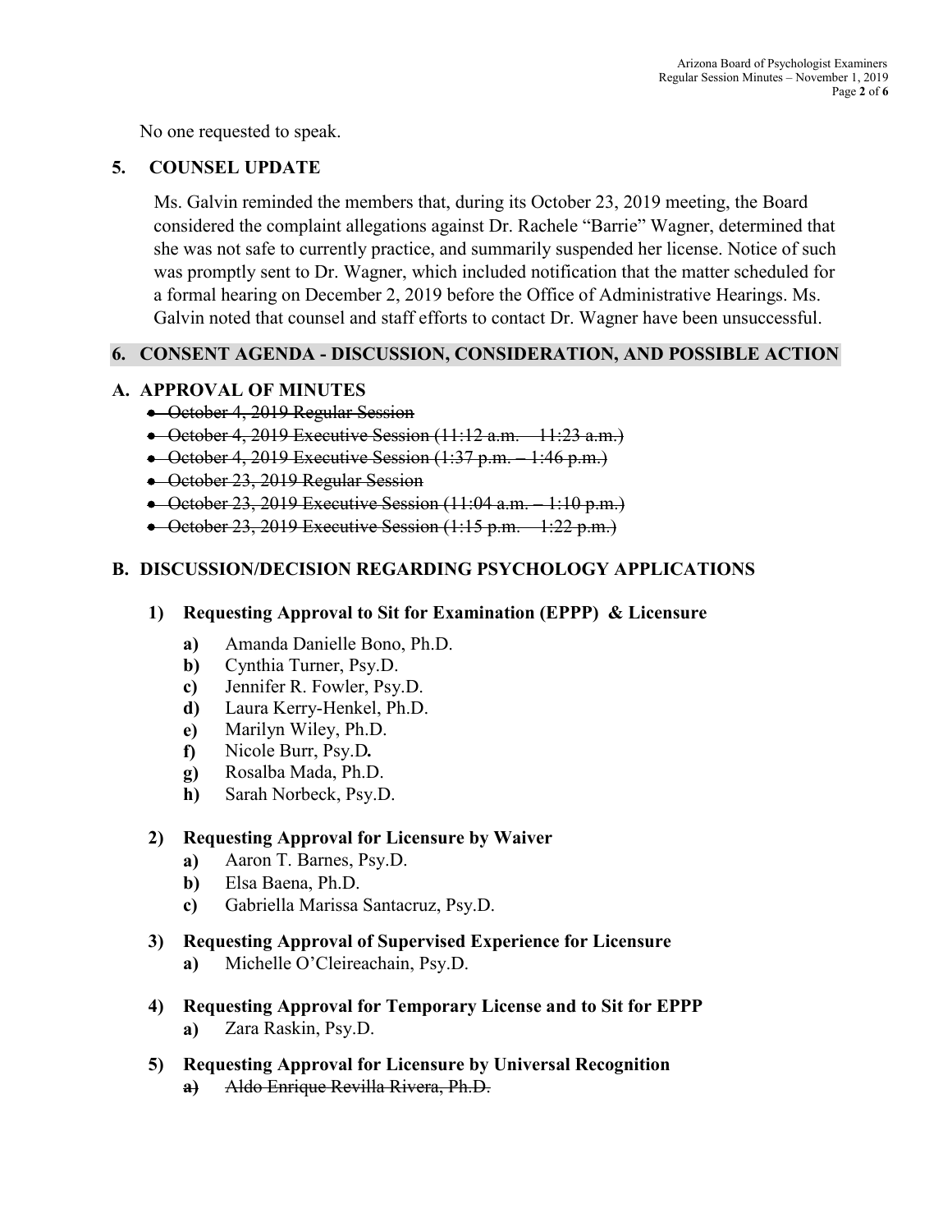No one requested to speak.

## 5. COUNSEL UPDATE

Ms. Galvin reminded the members that, during its October 23, 2019 meeting, the Board considered the complaint allegations against Dr. Rachele "Barrie" Wagner, determined that she was not safe to currently practice, and summarily suspended her license. Notice of such was promptly sent to Dr. Wagner, which included notification that the matter scheduled for a formal hearing on December 2, 2019 before the Office of Administrative Hearings. Ms. Galvin noted that counsel and staff efforts to contact Dr. Wagner have been unsuccessful.

## 6. CONSENT AGENDA - DISCUSSION, CONSIDERATION, AND POSSIBLE ACTION

### A. APPROVAL OF MINUTES

- ~~October 4, 2019 Regular Session~~
- ~~October 4, 2019 Executive Session (11:12 a.m. – 11:23 a.m.)~~
- ~~October 4, 2019 Executive Session (1:37 p.m. – 1:46 p.m.)~~
- ~~October 23, 2019 Regular Session~~
- ~~October 23, 2019 Executive Session (11:04 a.m. – 1:10 p.m.)~~
- ~~October 23, 2019 Executive Session (1:15 p.m. – 1:22 p.m.)~~

### B. DISCUSSION/DECISION REGARDING PSYCHOLOGY APPLICATIONS

**1) Requesting Approval to Sit for Examination (EPPP) & Licensure**

- **a)** Amanda Danielle Bono, Ph.D.
- **b)** Cynthia Turner, Psy.D.
- **c)** Jennifer R. Fowler, Psy.D.
- **d)** Laura Kerry-Henkel, Ph.D.
- **e)** Marilyn Wiley, Ph.D.
- **f)** Nicole Burr, Psy.D**.**
- **g)** Rosalba Mada, Ph.D.
- **h)** Sarah Norbeck, Psy.D.

**2) Requesting Approval for Licensure by Waiver**

- **a)** Aaron T. Barnes, Psy.D.
- **b)** Elsa Baena, Ph.D.
- **c)** Gabriella Marissa Santacruz, Psy.D.

**3) Requesting Approval of Supervised Experience for Licensure**

- **a)** Michelle O'Cleireachain, Psy.D.

**4) Requesting Approval for Temporary License and to Sit for EPPP**

- **a)** Zara Raskin, Psy.D.

**5) Requesting Approval for Licensure by Universal Recognition**

- ~~**a)** Aldo Enrique Revilla Rivera, Ph.D.~~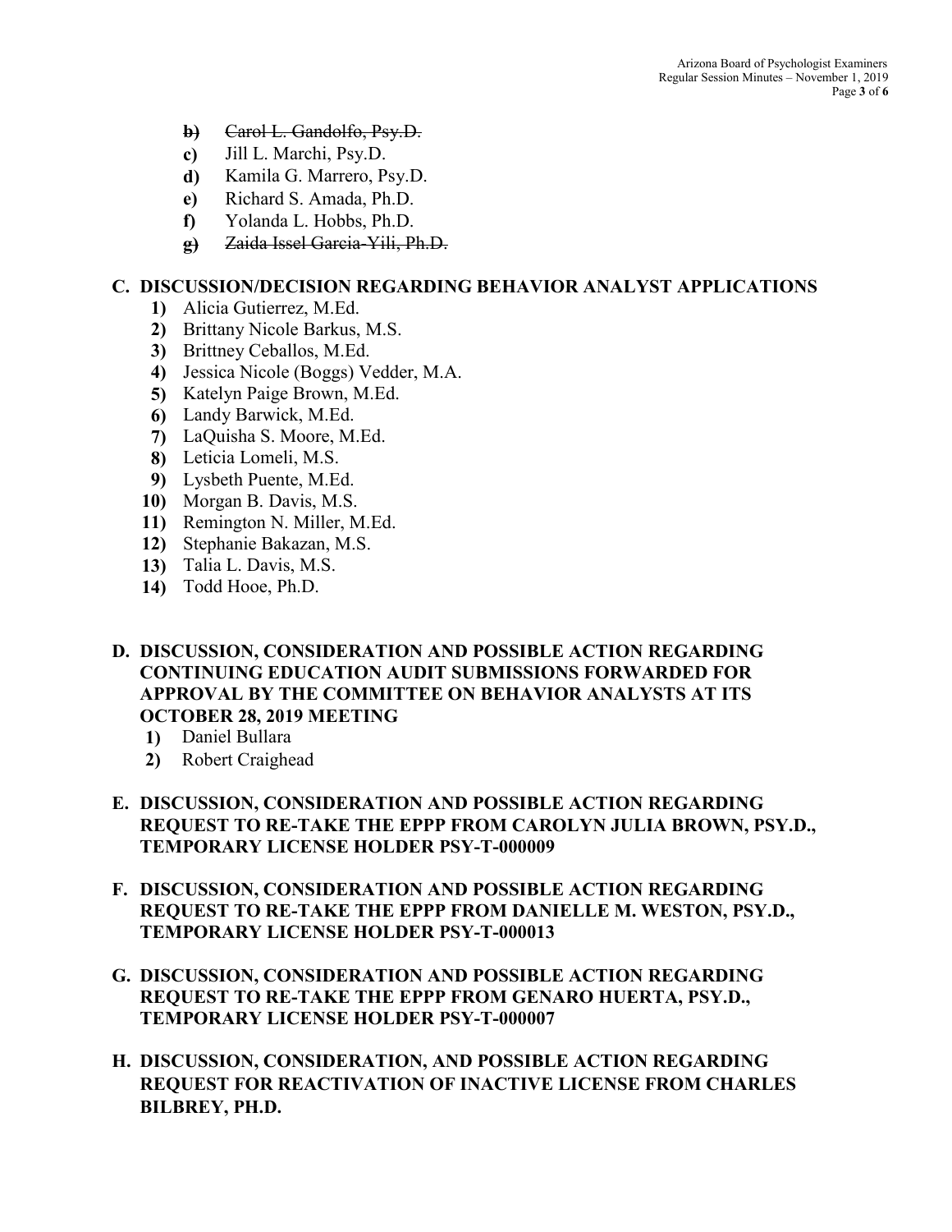- ~~b) Carol L. Gandolfo, Psy.D.~~
- **c)** Jill L. Marchi, Psy.D.
- **d)** Kamila G. Marrero, Psy.D.
- **e)** Richard S. Amada, Ph.D.
- **f)** Yolanda L. Hobbs, Ph.D.
- ~~g) Zaida Issel Garcia-Yili, Ph.D.~~

## C. DISCUSSION/DECISION REGARDING BEHAVIOR ANALYST APPLICATIONS

1) Alicia Gutierrez, M.Ed.
2) Brittany Nicole Barkus, M.S.
3) Brittney Ceballos, M.Ed.
4) Jessica Nicole (Boggs) Vedder, M.A.
5) Katelyn Paige Brown, M.Ed.
6) Landy Barwick, M.Ed.
7) LaQuisha S. Moore, M.Ed.
8) Leticia Lomeli, M.S.
9) Lysbeth Puente, M.Ed.
10) Morgan B. Davis, M.S.
11) Remington N. Miller, M.Ed.
12) Stephanie Bakazan, M.S.
13) Talia L. Davis, M.S.
14) Todd Hooe, Ph.D.

## D. DISCUSSION, CONSIDERATION AND POSSIBLE ACTION REGARDING CONTINUING EDUCATION AUDIT SUBMISSIONS FORWARDED FOR APPROVAL BY THE COMMITTEE ON BEHAVIOR ANALYSTS AT ITS OCTOBER 28, 2019 MEETING

1) Daniel Bullara
2) Robert Craighead

## E. DISCUSSION, CONSIDERATION AND POSSIBLE ACTION REGARDING REQUEST TO RE-TAKE THE EPPP FROM CAROLYN JULIA BROWN, PSY.D., TEMPORARY LICENSE HOLDER PSY-T-000009

## F. DISCUSSION, CONSIDERATION AND POSSIBLE ACTION REGARDING REQUEST TO RE-TAKE THE EPPP FROM DANIELLE M. WESTON, PSY.D., TEMPORARY LICENSE HOLDER PSY-T-000013

## G. DISCUSSION, CONSIDERATION AND POSSIBLE ACTION REGARDING REQUEST TO RE-TAKE THE EPPP FROM GENARO HUERTA, PSY.D., TEMPORARY LICENSE HOLDER PSY-T-000007

## H. DISCUSSION, CONSIDERATION, AND POSSIBLE ACTION REGARDING REQUEST FOR REACTIVATION OF INACTIVE LICENSE FROM CHARLES BILBREY, PH.D.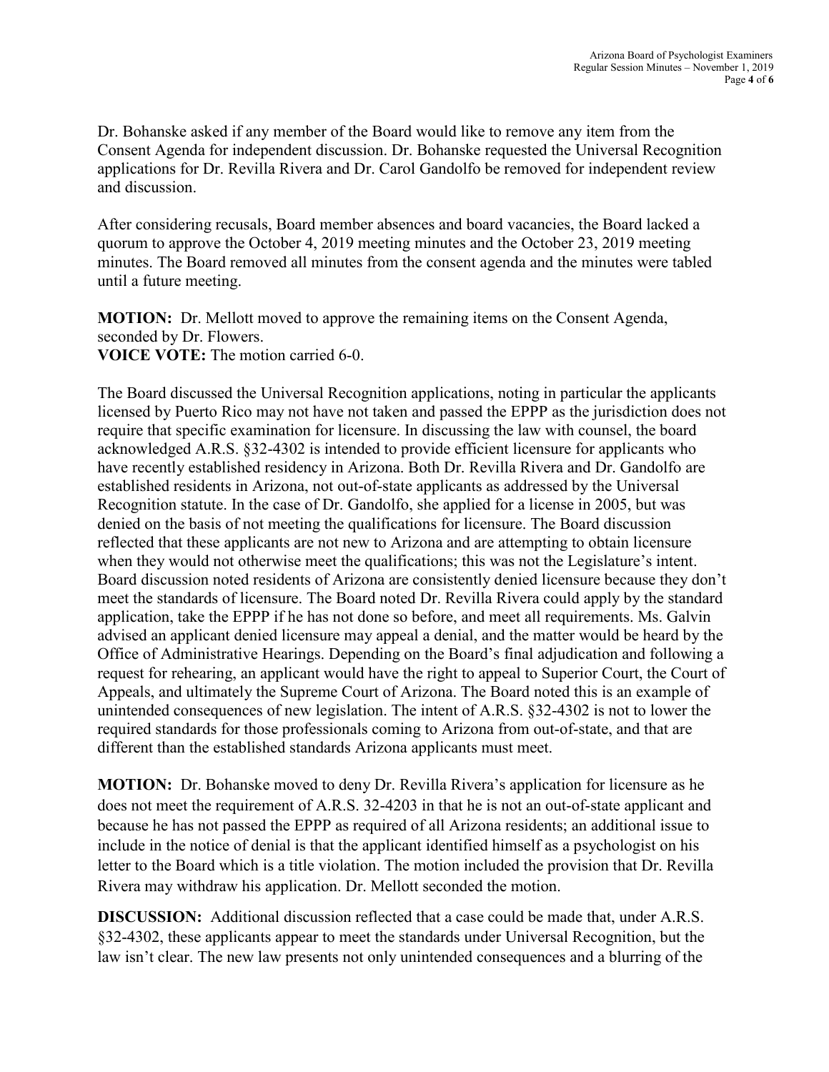Dr. Bohanske asked if any member of the Board would like to remove any item from the Consent Agenda for independent discussion. Dr. Bohanske requested the Universal Recognition applications for Dr. Revilla Rivera and Dr. Carol Gandolfo be removed for independent review and discussion.

After considering recusals, Board member absences and board vacancies, the Board lacked a quorum to approve the October 4, 2019 meeting minutes and the October 23, 2019 meeting minutes. The Board removed all minutes from the consent agenda and the minutes were tabled until a future meeting.

**MOTION:** Dr. Mellott moved to approve the remaining items on the Consent Agenda, seconded by Dr. Flowers.
**VOICE VOTE:** The motion carried 6-0.

The Board discussed the Universal Recognition applications, noting in particular the applicants licensed by Puerto Rico may not have not taken and passed the EPPP as the jurisdiction does not require that specific examination for licensure. In discussing the law with counsel, the board acknowledged A.R.S. §32-4302 is intended to provide efficient licensure for applicants who have recently established residency in Arizona. Both Dr. Revilla Rivera and Dr. Gandolfo are established residents in Arizona, not out-of-state applicants as addressed by the Universal Recognition statute. In the case of Dr. Gandolfo, she applied for a license in 2005, but was denied on the basis of not meeting the qualifications for licensure. The Board discussion reflected that these applicants are not new to Arizona and are attempting to obtain licensure when they would not otherwise meet the qualifications; this was not the Legislature's intent. Board discussion noted residents of Arizona are consistently denied licensure because they don't meet the standards of licensure. The Board noted Dr. Revilla Rivera could apply by the standard application, take the EPPP if he has not done so before, and meet all requirements. Ms. Galvin advised an applicant denied licensure may appeal a denial, and the matter would be heard by the Office of Administrative Hearings. Depending on the Board's final adjudication and following a request for rehearing, an applicant would have the right to appeal to Superior Court, the Court of Appeals, and ultimately the Supreme Court of Arizona. The Board noted this is an example of unintended consequences of new legislation. The intent of A.R.S. §32-4302 is not to lower the required standards for those professionals coming to Arizona from out-of-state, and that are different than the established standards Arizona applicants must meet.

**MOTION:** Dr. Bohanske moved to deny Dr. Revilla Rivera's application for licensure as he does not meet the requirement of A.R.S. 32-4203 in that he is not an out-of-state applicant and because he has not passed the EPPP as required of all Arizona residents; an additional issue to include in the notice of denial is that the applicant identified himself as a psychologist on his letter to the Board which is a title violation. The motion included the provision that Dr. Revilla Rivera may withdraw his application. Dr. Mellott seconded the motion.

**DISCUSSION:** Additional discussion reflected that a case could be made that, under A.R.S. §32-4302, these applicants appear to meet the standards under Universal Recognition, but the law isn't clear. The new law presents not only unintended consequences and a blurring of the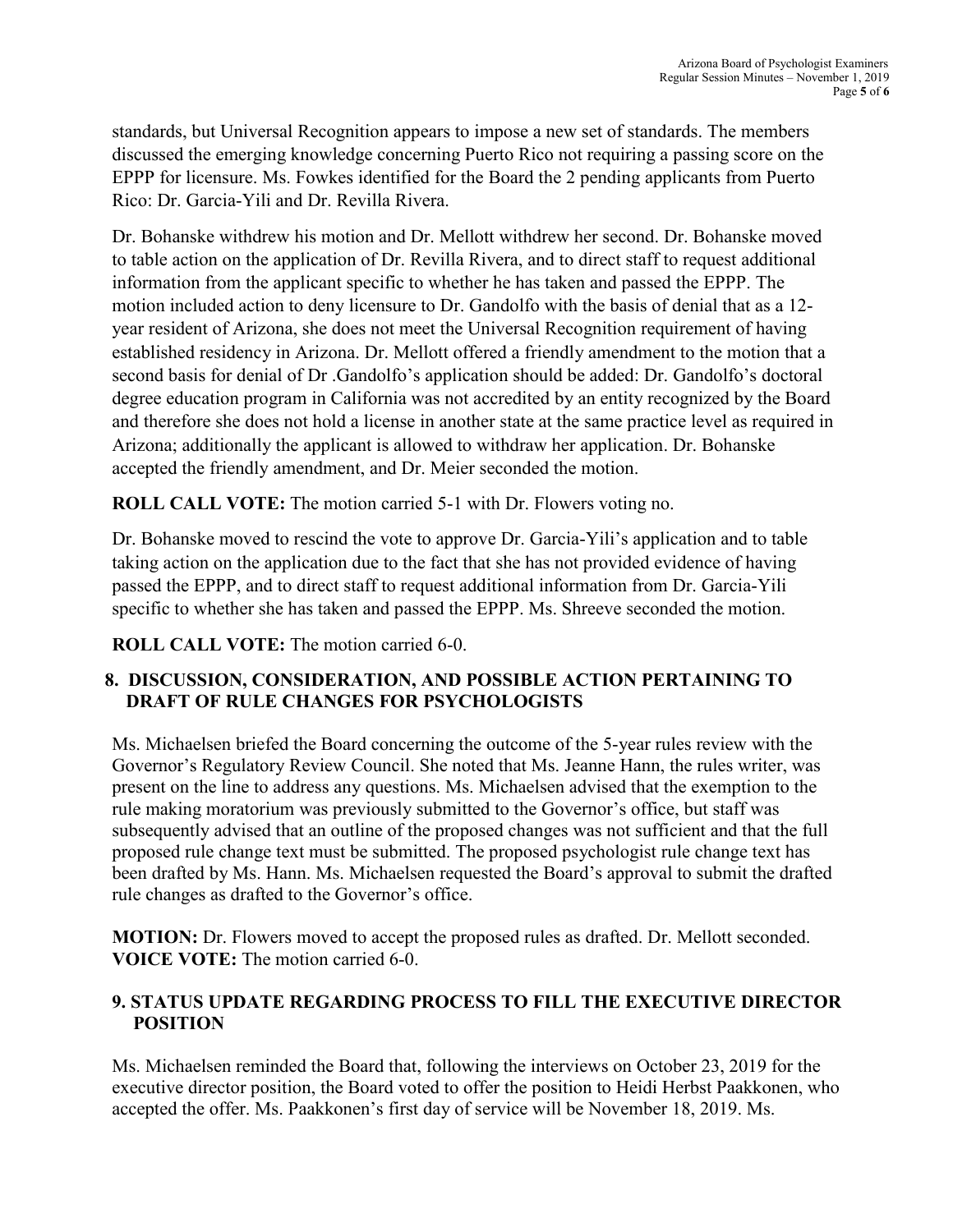standards, but Universal Recognition appears to impose a new set of standards. The members discussed the emerging knowledge concerning Puerto Rico not requiring a passing score on the EPPP for licensure. Ms. Fowkes identified for the Board the 2 pending applicants from Puerto Rico: Dr. Garcia-Yili and Dr. Revilla Rivera.

Dr. Bohanske withdrew his motion and Dr. Mellott withdrew her second. Dr. Bohanske moved to table action on the application of Dr. Revilla Rivera, and to direct staff to request additional information from the applicant specific to whether he has taken and passed the EPPP. The motion included action to deny licensure to Dr. Gandolfo with the basis of denial that as a 12-year resident of Arizona, she does not meet the Universal Recognition requirement of having established residency in Arizona. Dr. Mellott offered a friendly amendment to the motion that a second basis for denial of Dr .Gandolfo's application should be added: Dr. Gandolfo's doctoral degree education program in California was not accredited by an entity recognized by the Board and therefore she does not hold a license in another state at the same practice level as required in Arizona; additionally the applicant is allowed to withdraw her application. Dr. Bohanske accepted the friendly amendment, and Dr. Meier seconded the motion.

**ROLL CALL VOTE:** The motion carried 5-1 with Dr. Flowers voting no.

Dr. Bohanske moved to rescind the vote to approve Dr. Garcia-Yili's application and to table taking action on the application due to the fact that she has not provided evidence of having passed the EPPP, and to direct staff to request additional information from Dr. Garcia-Yili specific to whether she has taken and passed the EPPP. Ms. Shreeve seconded the motion.

**ROLL CALL VOTE:** The motion carried 6-0.

## 8. DISCUSSION, CONSIDERATION, AND POSSIBLE ACTION PERTAINING TO DRAFT OF RULE CHANGES FOR PSYCHOLOGISTS

Ms. Michaelsen briefed the Board concerning the outcome of the 5-year rules review with the Governor's Regulatory Review Council. She noted that Ms. Jeanne Hann, the rules writer, was present on the line to address any questions. Ms. Michaelsen advised that the exemption to the rule making moratorium was previously submitted to the Governor's office, but staff was subsequently advised that an outline of the proposed changes was not sufficient and that the full proposed rule change text must be submitted. The proposed psychologist rule change text has been drafted by Ms. Hann. Ms. Michaelsen requested the Board's approval to submit the drafted rule changes as drafted to the Governor's office.

**MOTION:** Dr. Flowers moved to accept the proposed rules as drafted. Dr. Mellott seconded.
**VOICE VOTE:** The motion carried 6-0.

## 9. STATUS UPDATE REGARDING PROCESS TO FILL THE EXECUTIVE DIRECTOR POSITION

Ms. Michaelsen reminded the Board that, following the interviews on October 23, 2019 for the executive director position, the Board voted to offer the position to Heidi Herbst Paakkonen, who accepted the offer. Ms. Paakkonen's first day of service will be November 18, 2019. Ms.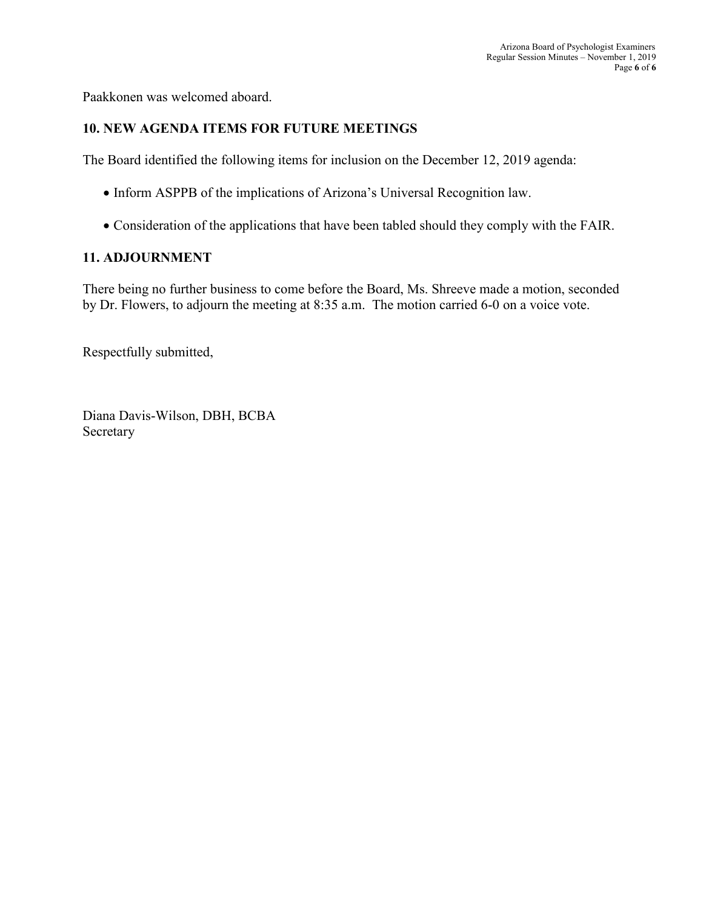Paakkonen was welcomed aboard.

## 10. NEW AGENDA ITEMS FOR FUTURE MEETINGS

The Board identified the following items for inclusion on the December 12, 2019 agenda:

- Inform ASPPB of the implications of Arizona's Universal Recognition law.
- Consideration of the applications that have been tabled should they comply with the FAIR.

## 11. ADJOURNMENT

There being no further business to come before the Board, Ms. Shreeve made a motion, seconded by Dr. Flowers, to adjourn the meeting at 8:35 a.m. The motion carried 6-0 on a voice vote.

Respectfully submitted,

Diana Davis-Wilson, DBH, BCBA
Secretary